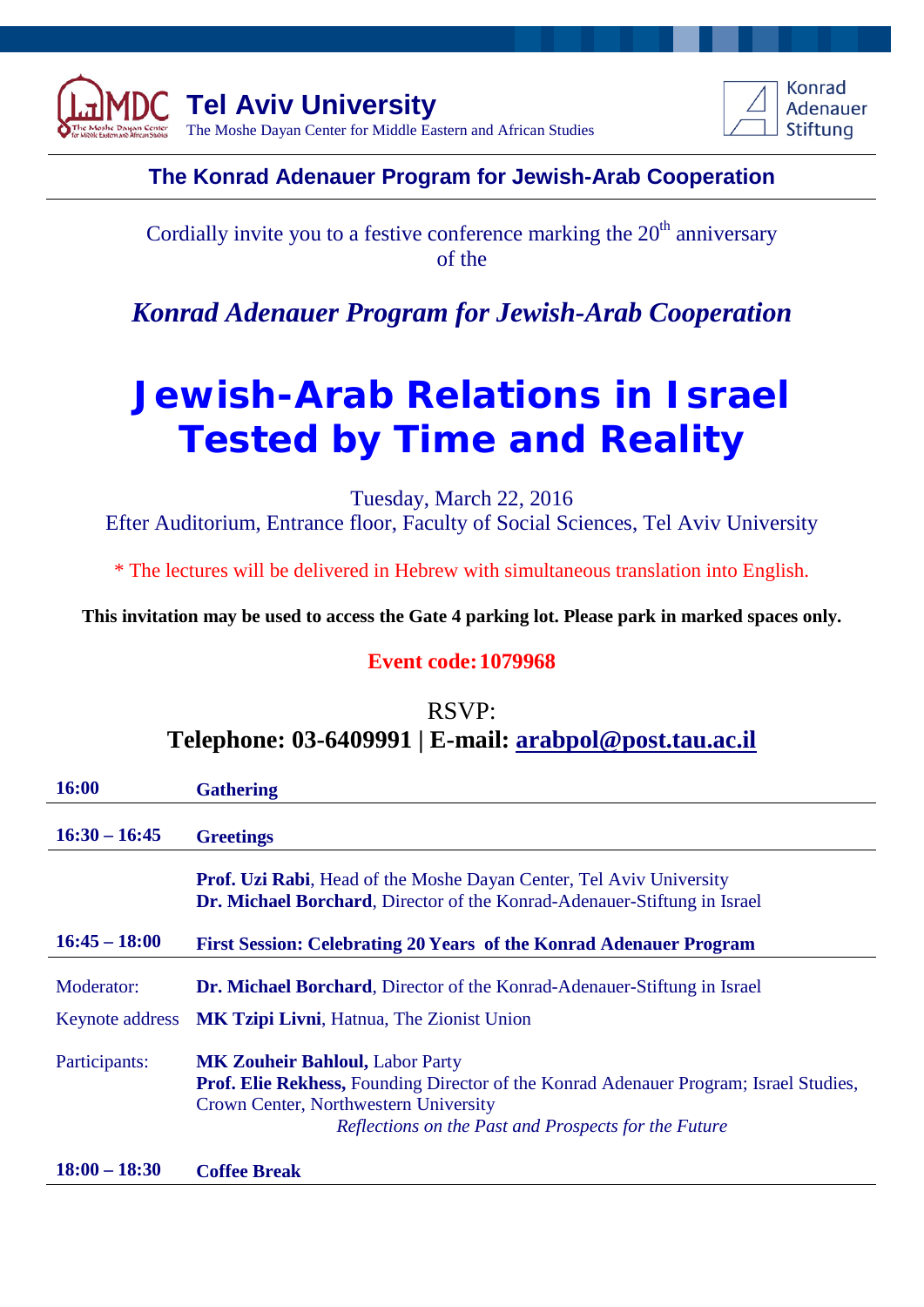**Tel Aviv University**
The Moshe Dayan Center for Middle Eastern and African Studies

Konrad Adenauer Stiftung

**The Konrad Adenauer Program for Jewish-Arab Cooperation**

Cordially invite you to a festive conference marking the 20th anniversary of the

***Konrad Adenauer Program for Jewish-Arab Cooperation***

# Jewish-Arab Relations in Israel Tested by Time and Reality

Tuesday, March 22, 2016
Efter Auditorium, Entrance floor, Faculty of Social Sciences, Tel Aviv University

* The lectures will be delivered in Hebrew with simultaneous translation into English.

**This invitation may be used to access the Gate 4 parking lot. Please park in marked spaces only.**

**Event code: 1079968**

RSVP:
**Telephone: 03-6409991 | E-mail: arabpol@post.tau.ac.il**

| | |
|---|---|
| **16:00** | **Gathering** |
| **16:30 – 16:45** | **Greetings** |
| | **Prof. Uzi Rabi**, Head of the Moshe Dayan Center, Tel Aviv University<br>**Dr. Michael Borchard**, Director of the Konrad-Adenauer-Stiftung in Israel |
| **16:45 – 18:00** | **First Session: Celebrating 20 Years of the Konrad Adenauer Program** |
| Moderator: | **Dr. Michael Borchard**, Director of the Konrad-Adenauer-Stiftung in Israel |
| Keynote address | **MK Tzipi Livni**, Hatnua, The Zionist Union |
| Participants: | **MK Zouheir Bahloul,** Labor Party<br>**Prof. Elie Rekhess,** Founding Director of the Konrad Adenauer Program; Israel Studies, Crown Center, Northwestern University<br>*Reflections on the Past and Prospects for the Future* |
| **18:00 – 18:30** | **Coffee Break** |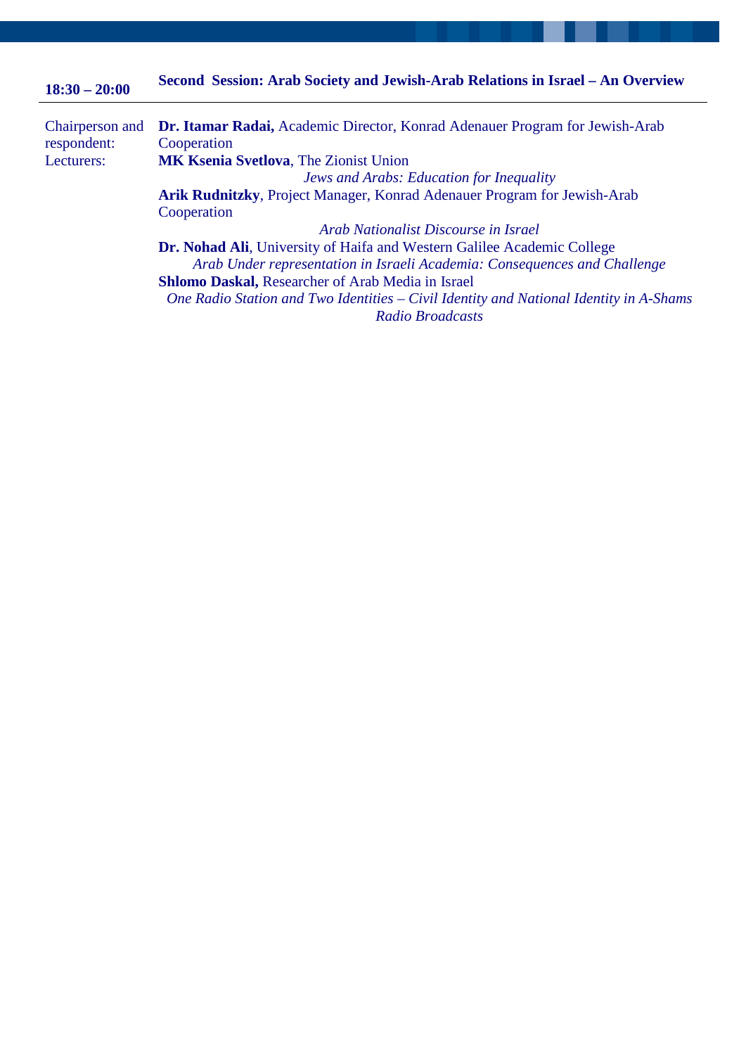**18:30 – 20:00** **Second Session: Arab Society and Jewish-Arab Relations in Israel – An Overview**

Chairperson and respondent: **Dr. Itamar Radai,** Academic Director, Konrad Adenauer Program for Jewish-Arab Cooperation

Lecturers:

**MK Ksenia Svetlova**, The Zionist Union
*Jews and Arabs: Education for Inequality*

**Arik Rudnitzky**, Project Manager, Konrad Adenauer Program for Jewish-Arab Cooperation
*Arab Nationalist Discourse in Israel*

**Dr. Nohad Ali**, University of Haifa and Western Galilee Academic College
*Arab Under representation in Israeli Academia: Consequences and Challenge*

**Shlomo Daskal,** Researcher of Arab Media in Israel
*One Radio Station and Two Identities – Civil Identity and National Identity in A-Shams Radio Broadcasts*